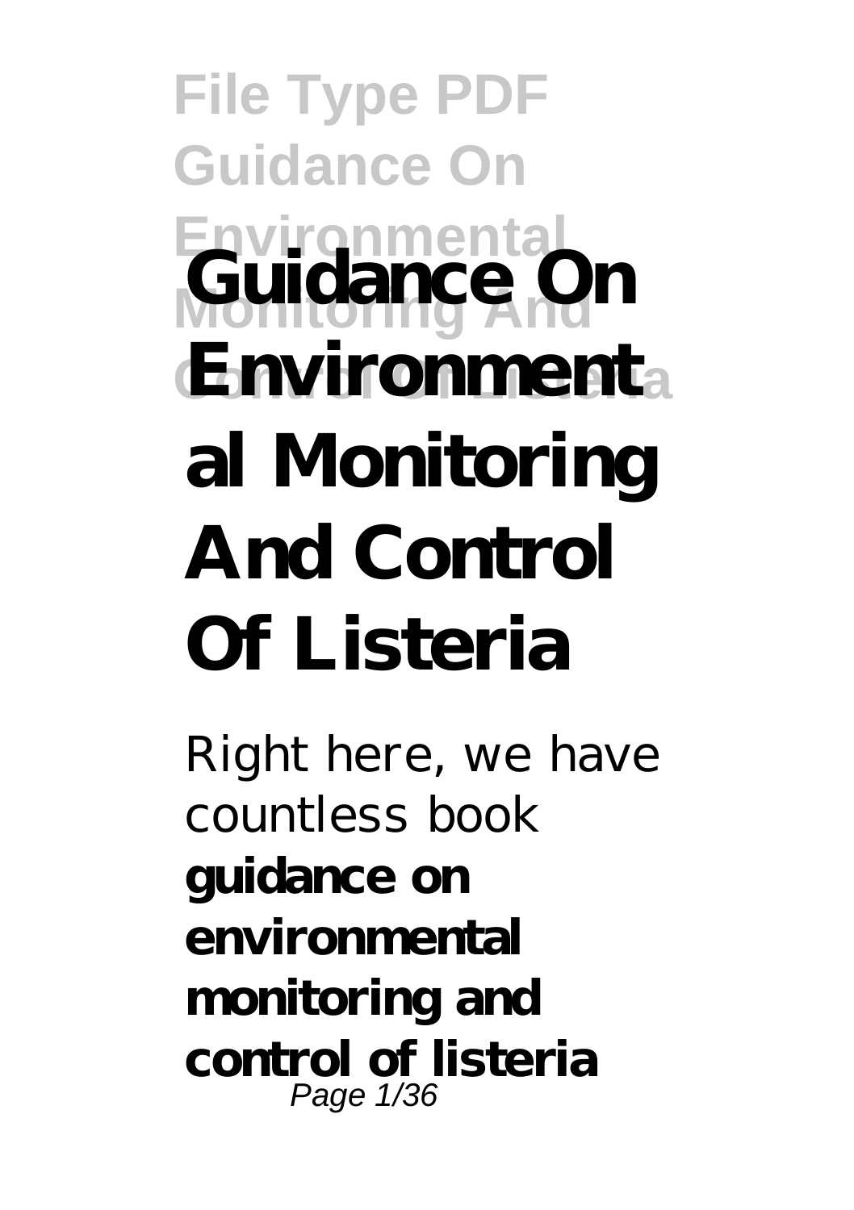# Guidance On Environmental Monitoring And Control Of Listeria

Right here, we have countless book **guidance on environmental monitoring and control of listeria**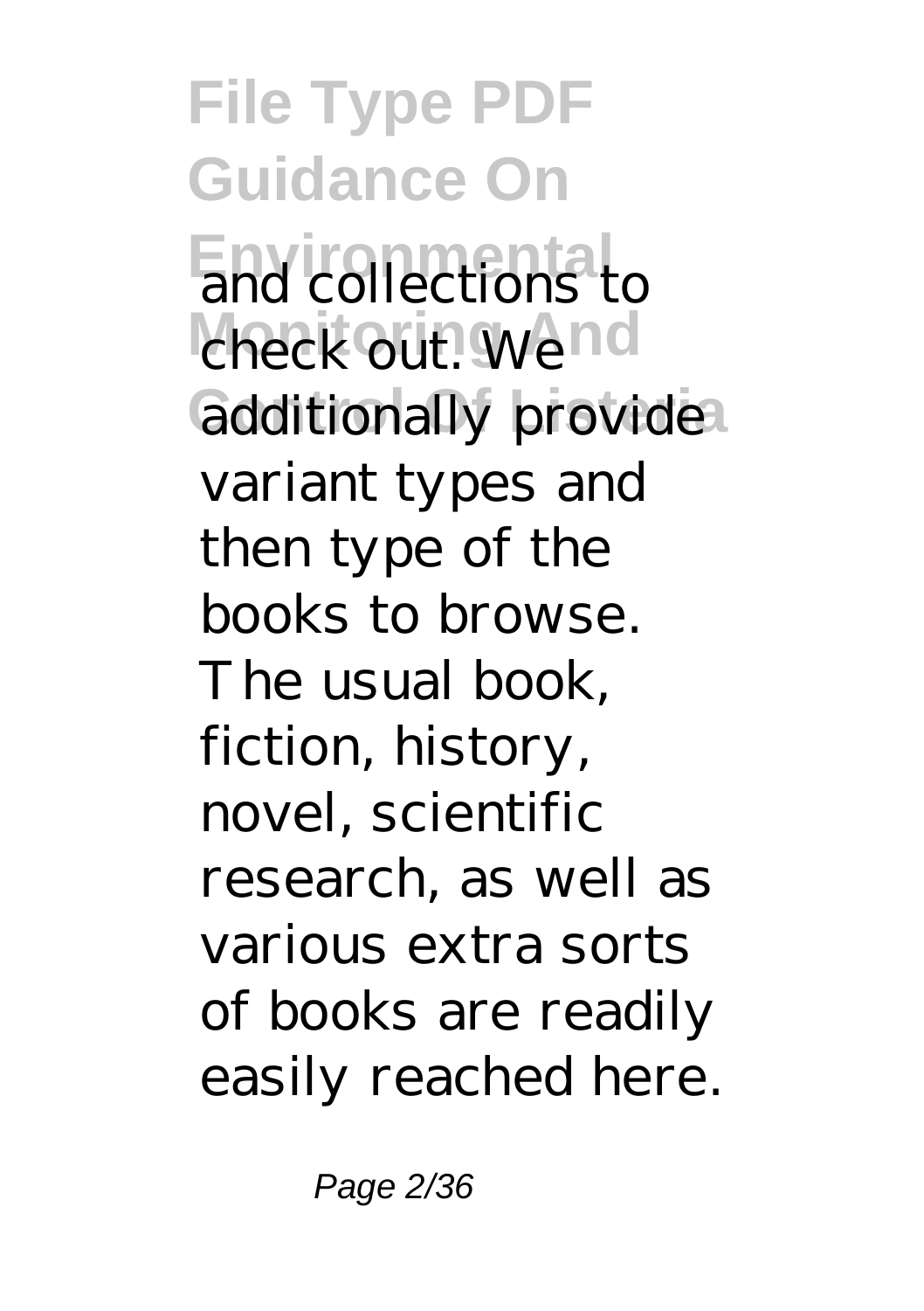and collections to check out. We additionally provide variant types and then type of the books to browse. The usual book, fiction, history, novel, scientific research, as well as various extra sorts of books are readily easily reached here.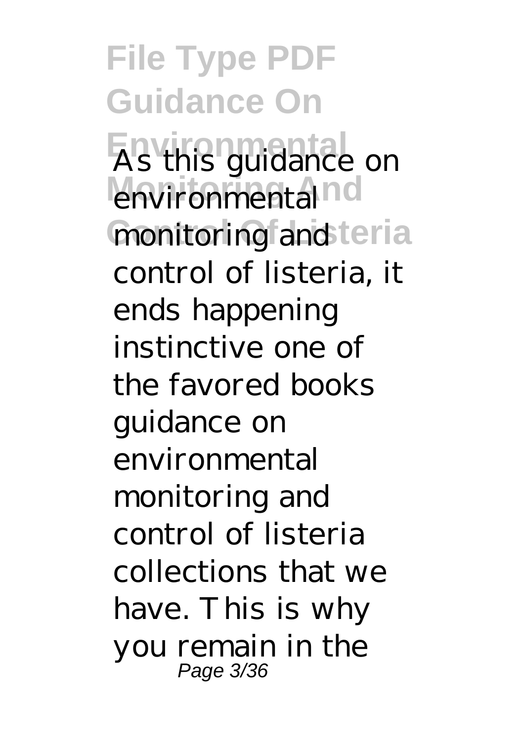As this guidance on environmental monitoring and control of listeria, it ends happening instinctive one of the favored books guidance on environmental monitoring and control of listeria collections that we have. This is why you remain in the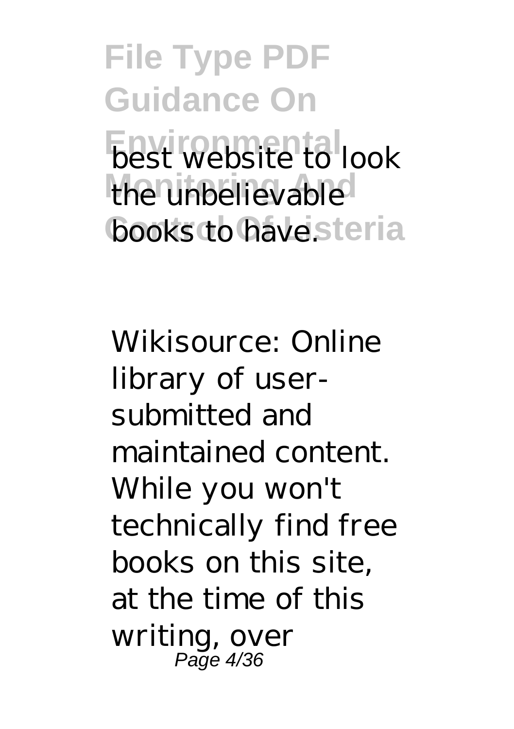best website to look the unbelievable books to have.

Wikisource: Online library of user-submitted and maintained content. While you won't technically find free books on this site, at the time of this writing, over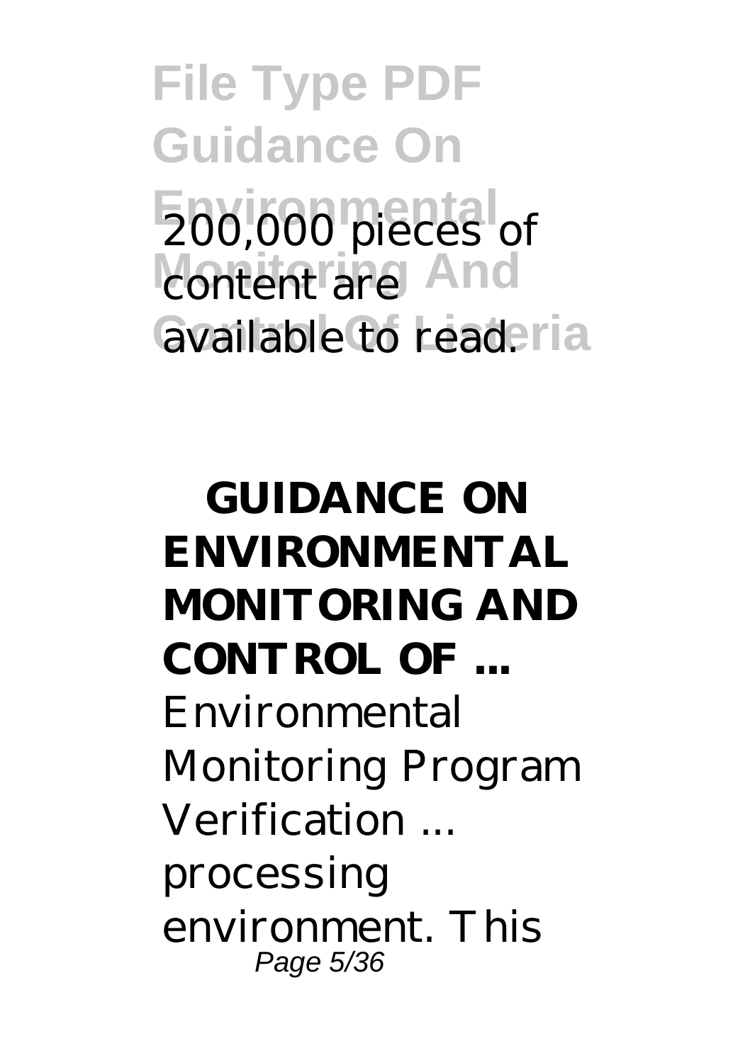200,000 pieces of content are available to read.

**GUIDANCE ON ENVIRONMENTAL MONITORING AND CONTROL OF ...**

Environmental Monitoring Program Verification ... processing environment. This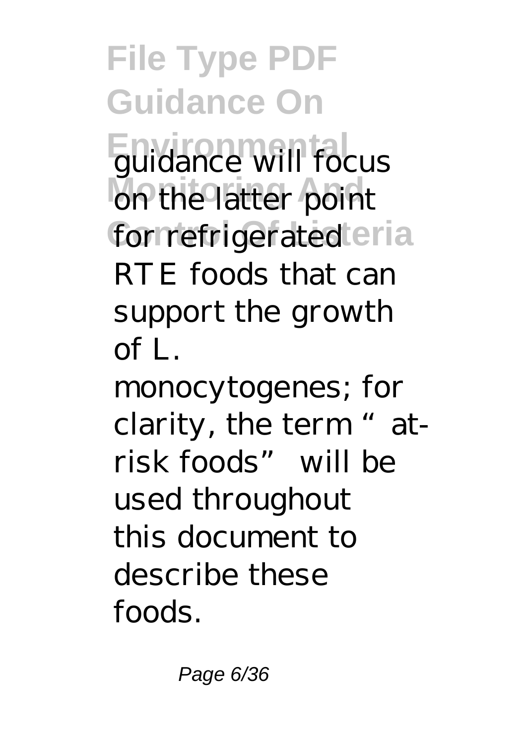guidance will focus on the latter point for refrigerated RTE foods that can support the growth of L. monocytogenes; for clarity, the term "at-risk foods" will be used throughout this document to describe these foods.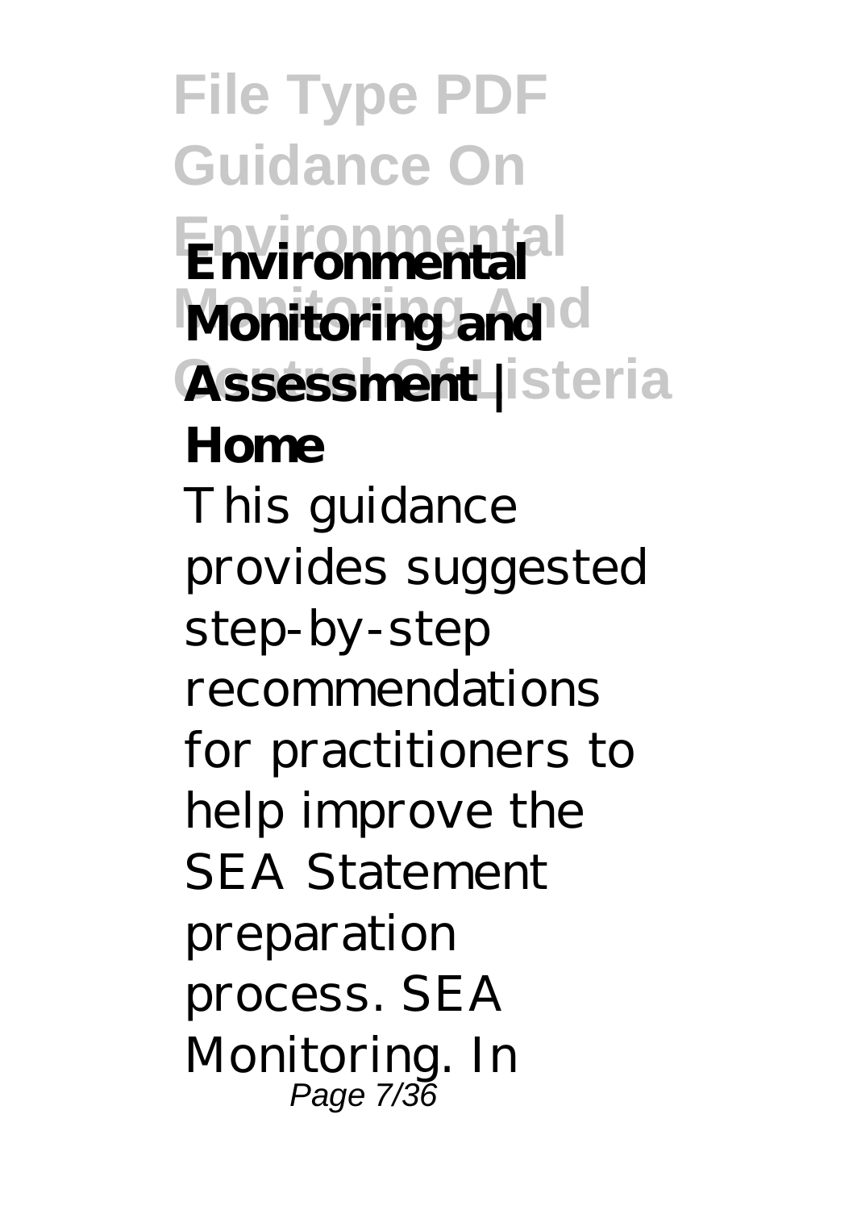**Environmental Monitoring and Assessment | Home**

This guidance provides suggested step-by-step recommendations for practitioners to help improve the SEA Statement preparation process. SEA Monitoring. In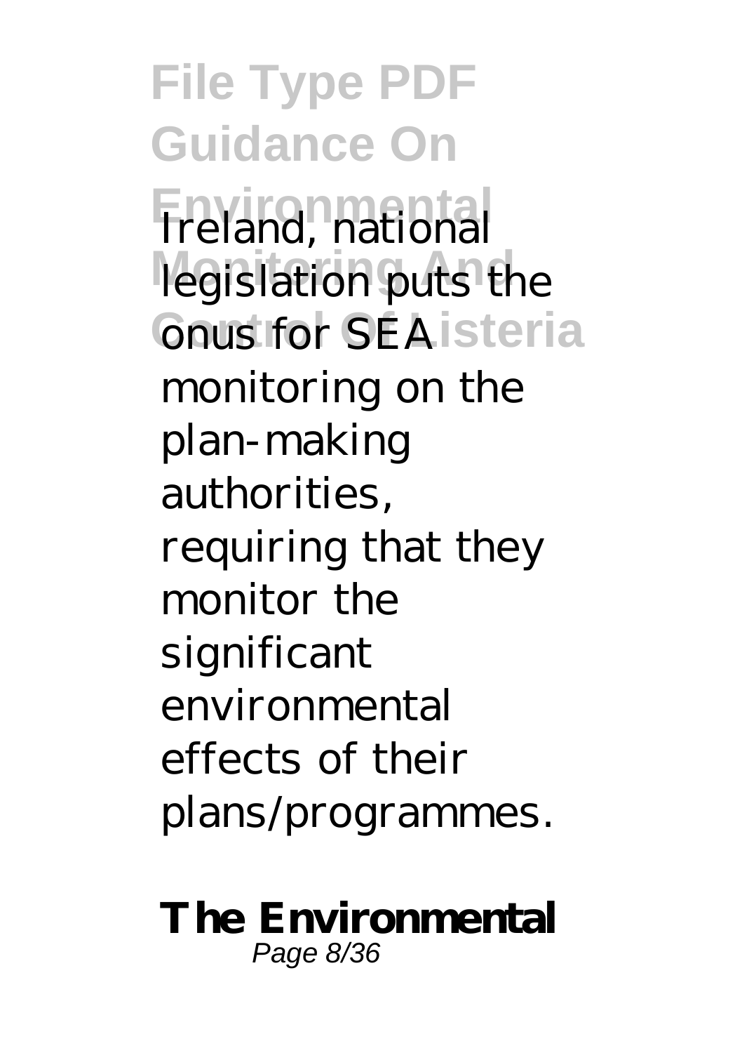Ireland, national legislation puts the onus for SEA monitoring on the plan-making authorities, requiring that they monitor the significant environmental effects of their plans/programmes.

**The Environmental**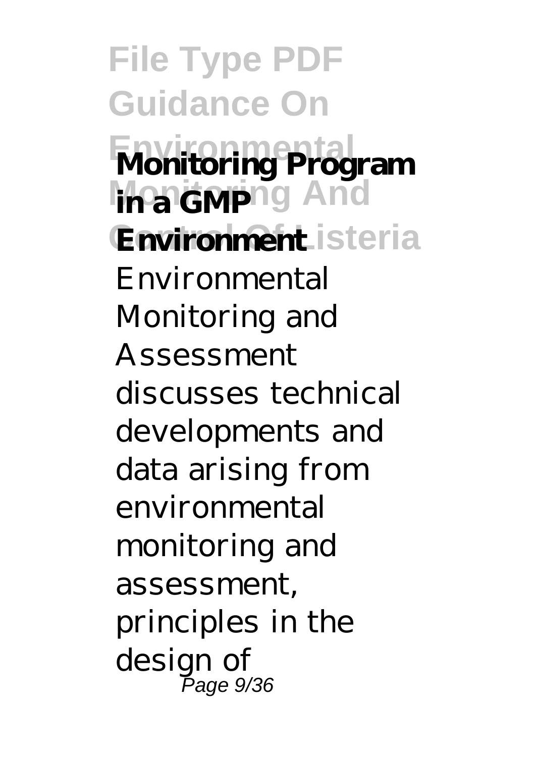**Monitoring Program in a GMP Environment**

Environmental Monitoring and Assessment discusses technical developments and data arising from environmental monitoring and assessment, principles in the design of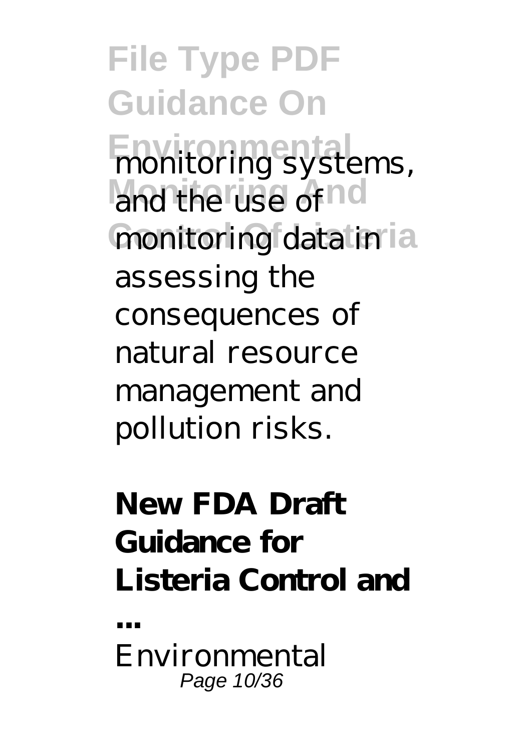monitoring systems, and the use of monitoring data in assessing the consequences of natural resource management and pollution risks.

**New FDA Draft Guidance for Listeria Control and ...**

Environmental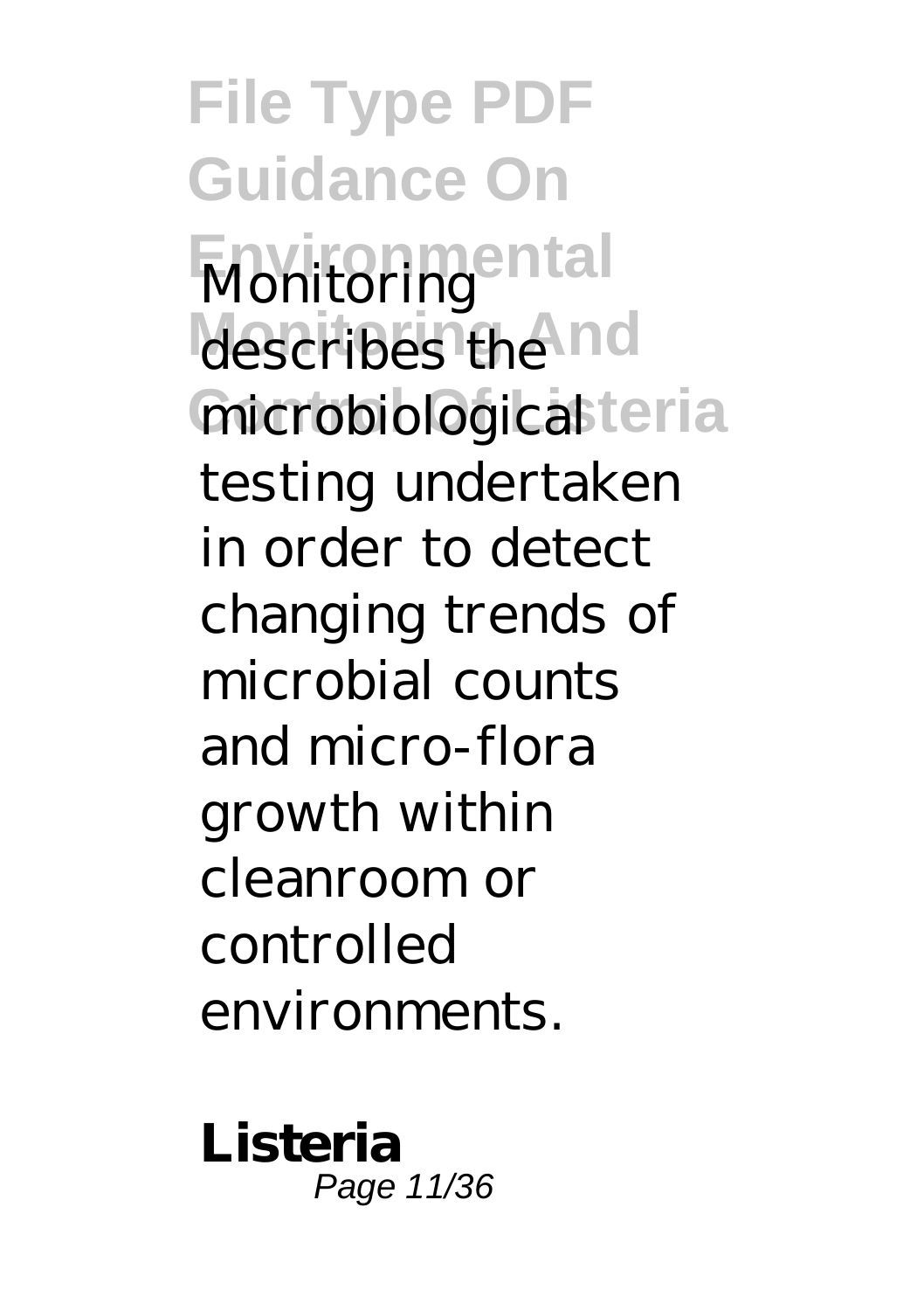Monitoring describes the microbiological testing undertaken in order to detect changing trends of microbial counts and micro-flora growth within cleanroom or controlled environments.

**Listeria**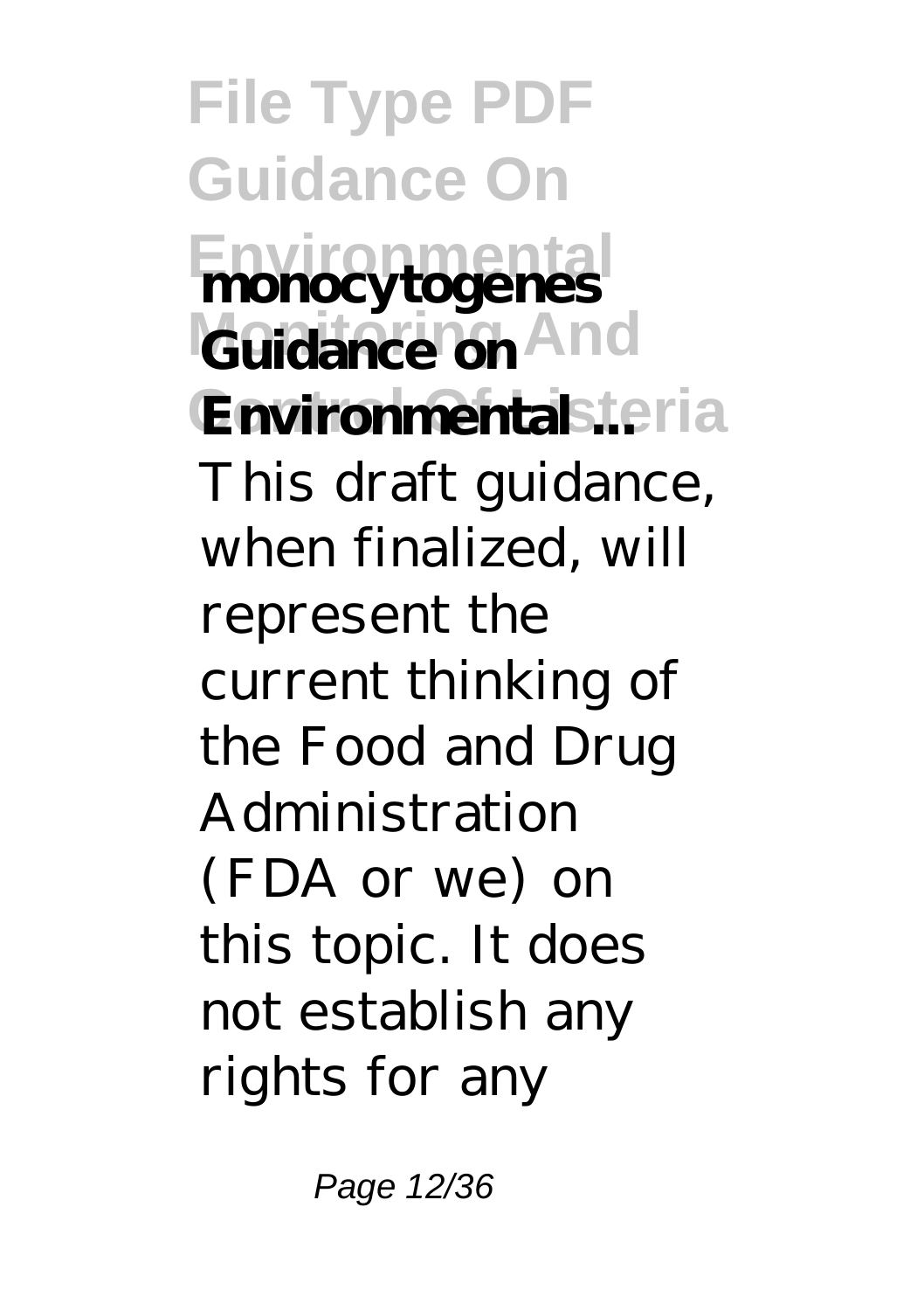**monocytogenes Guidance on Environmental ...**

This draft guidance, when finalized, will represent the current thinking of the Food and Drug Administration (FDA or we) on this topic. It does not establish any rights for any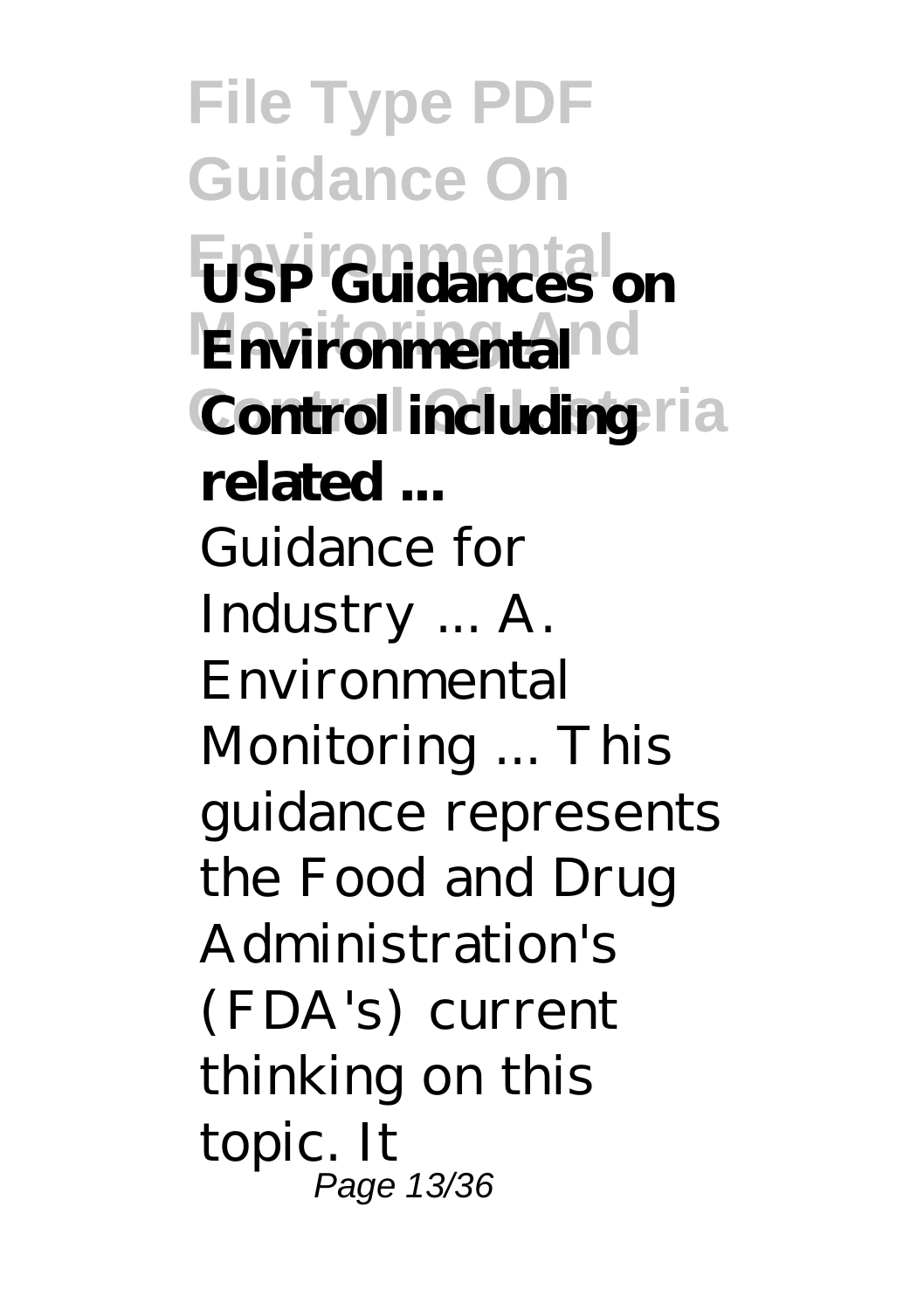**USP Guidances on Environmental Control including related ...**

Guidance for Industry ... A. Environmental Monitoring ... This guidance represents the Food and Drug Administration's (FDA's) current thinking on this topic. It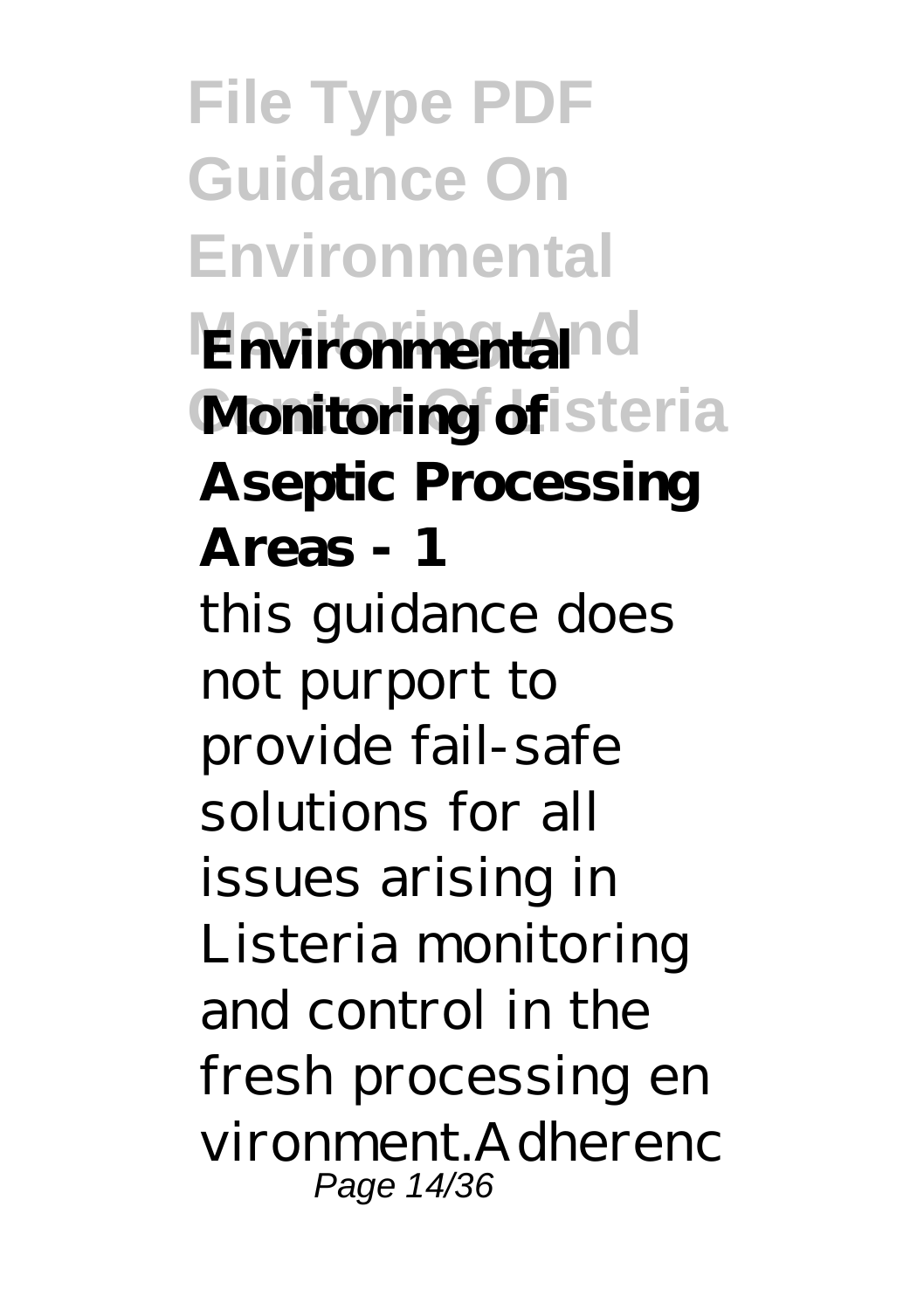**Environmental Monitoring of Aseptic Processing Areas - 1**

this guidance does not purport to provide fail-safe solutions for all issues arising in Listeria monitoring and control in the fresh processing en vironment.Adherenc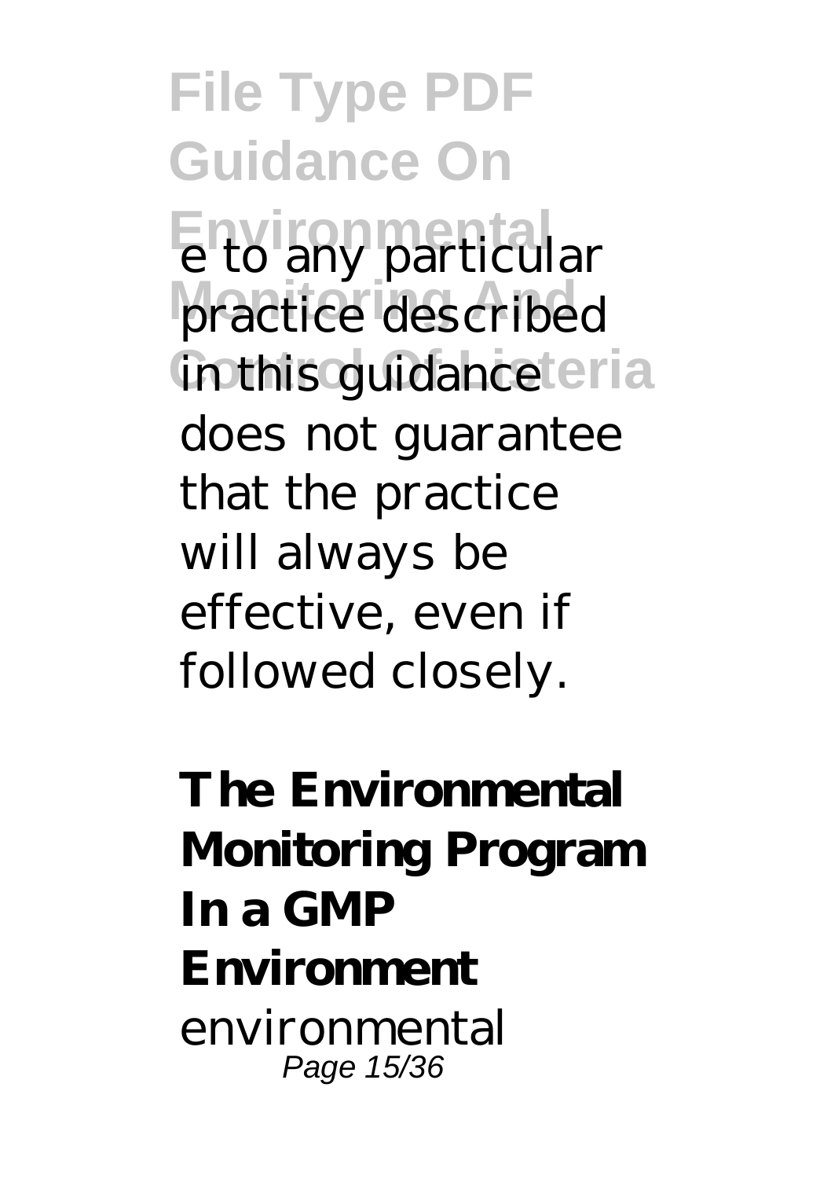e to any particular practice described in this guidance does not guarantee that the practice will always be effective, even if followed closely.

**The Environmental Monitoring Program In a GMP Environment**

environmental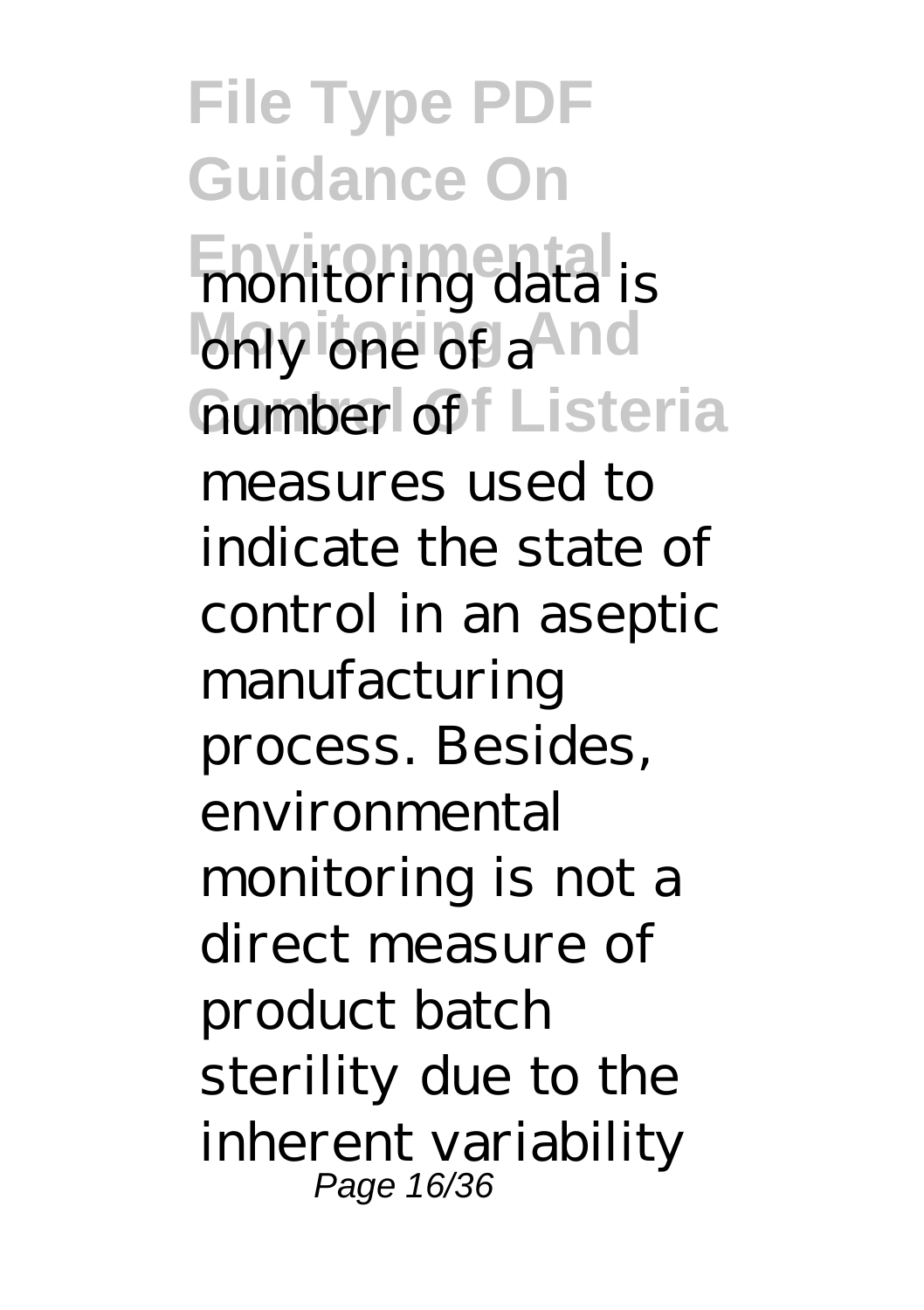monitoring data is only one of a number of measures used to indicate the state of control in an aseptic manufacturing process. Besides, environmental monitoring is not a direct measure of product batch sterility due to the inherent variability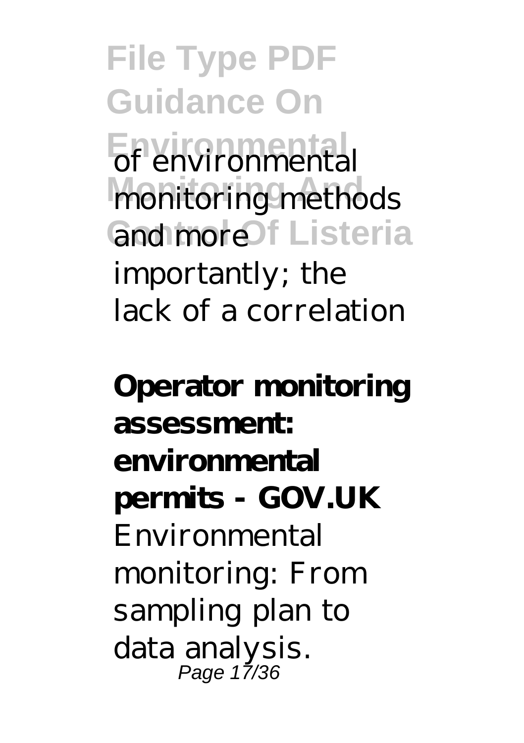of environmental monitoring methods and more importantly; the lack of a correlation

**Operator monitoring assessment: environmental permits - GOV.UK**

Environmental monitoring: From sampling plan to data analysis.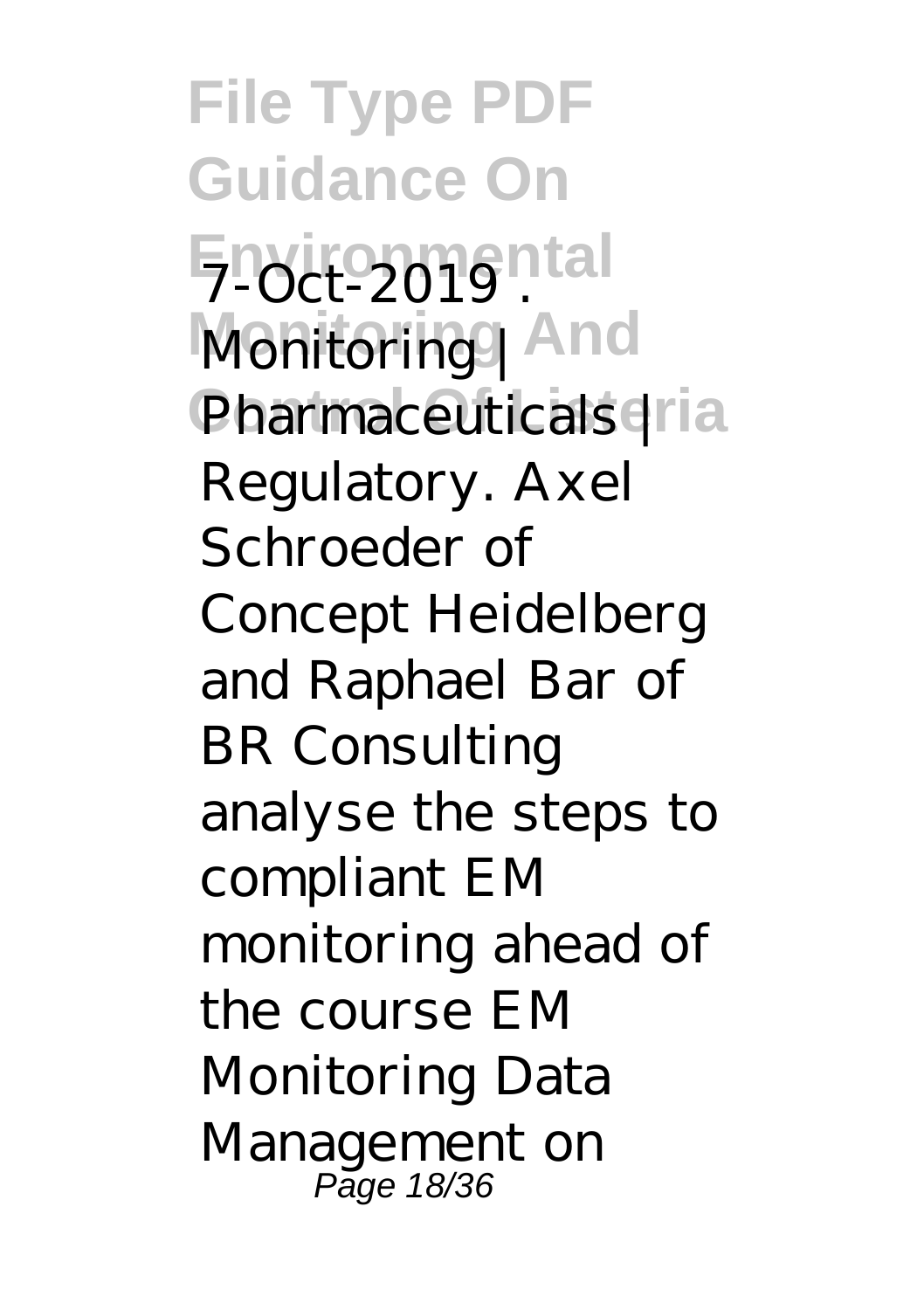7-Oct-2019 . Monitoring | Pharmaceuticals | Regulatory. Axel Schroeder of Concept Heidelberg and Raphael Bar of BR Consulting analyse the steps to compliant EM monitoring ahead of the course EM Monitoring Data Management on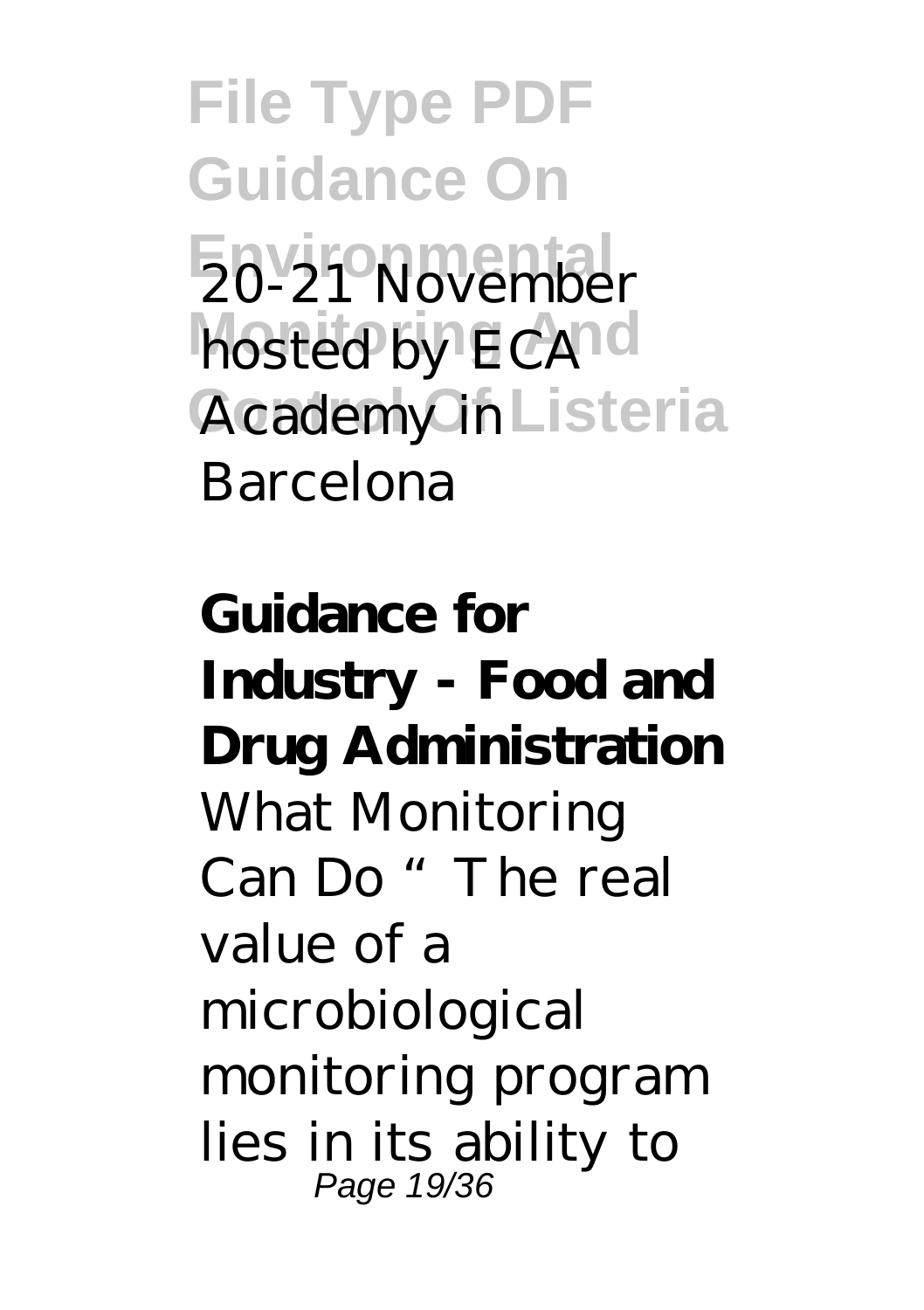20-21 November hosted by ECA Academy in Barcelona

**Guidance for Industry - Food and Drug Administration**

What Monitoring Can Do "The real value of a microbiological monitoring program lies in its ability to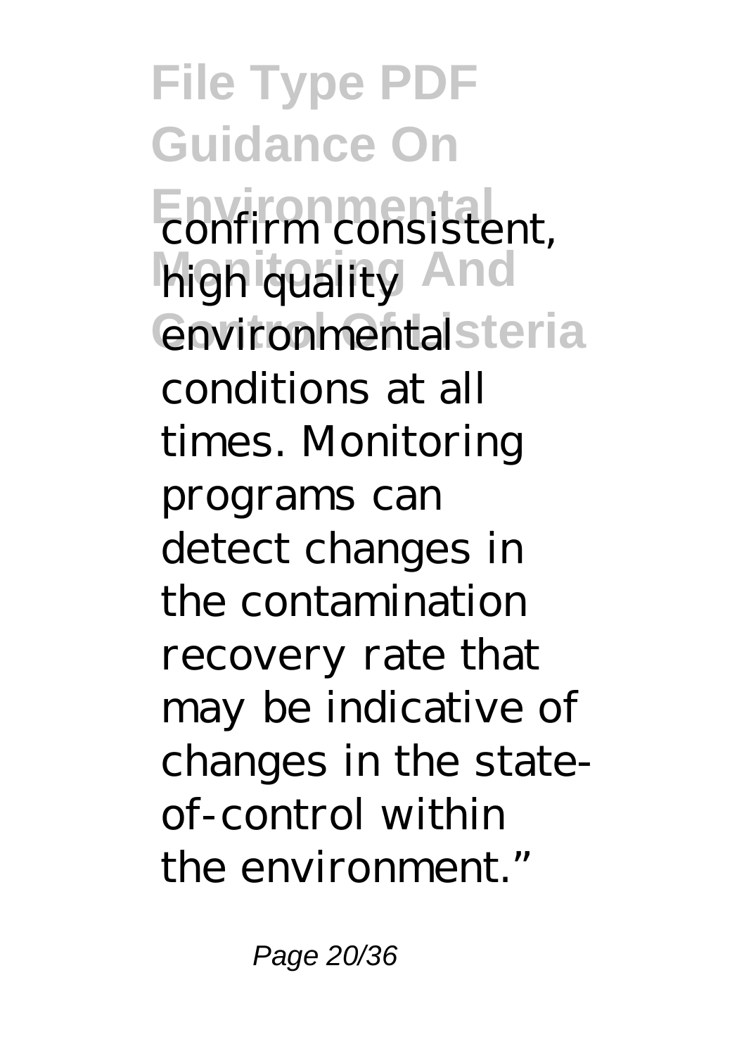confirm consistent, high quality environmental conditions at all times. Monitoring programs can detect changes in the contamination recovery rate that may be indicative of changes in the state-of-control within the environment."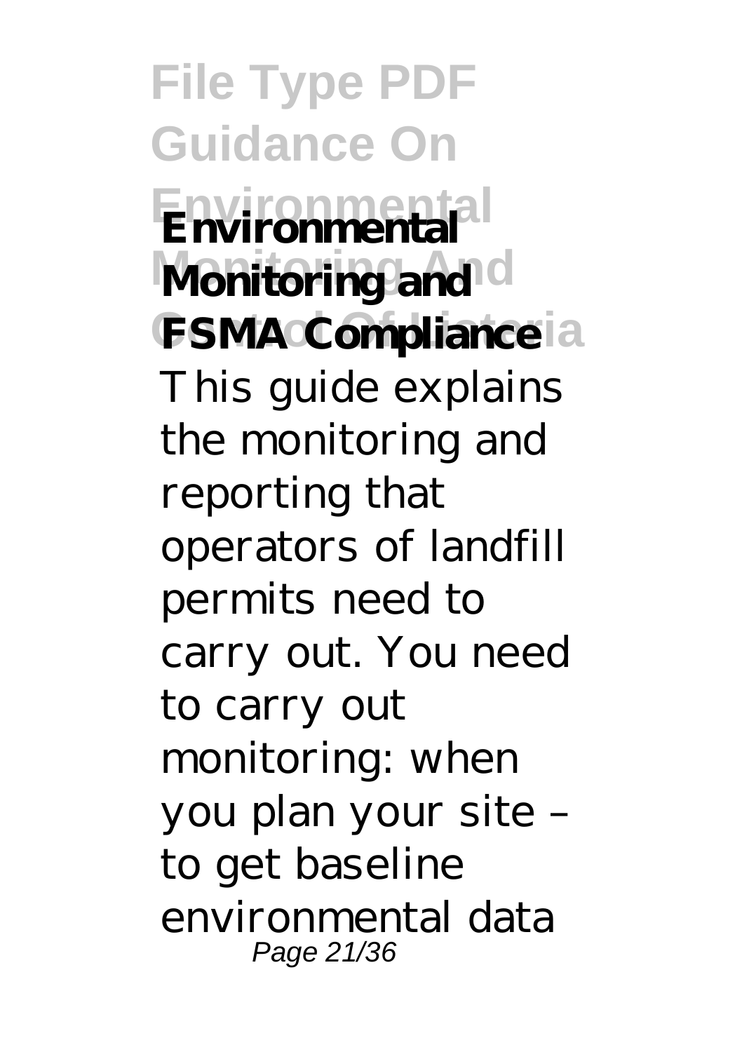**Environmental Monitoring and FSMA Compliance**

This guide explains the monitoring and reporting that operators of landfill permits need to carry out. You need to carry out monitoring: when you plan your site – to get baseline environmental data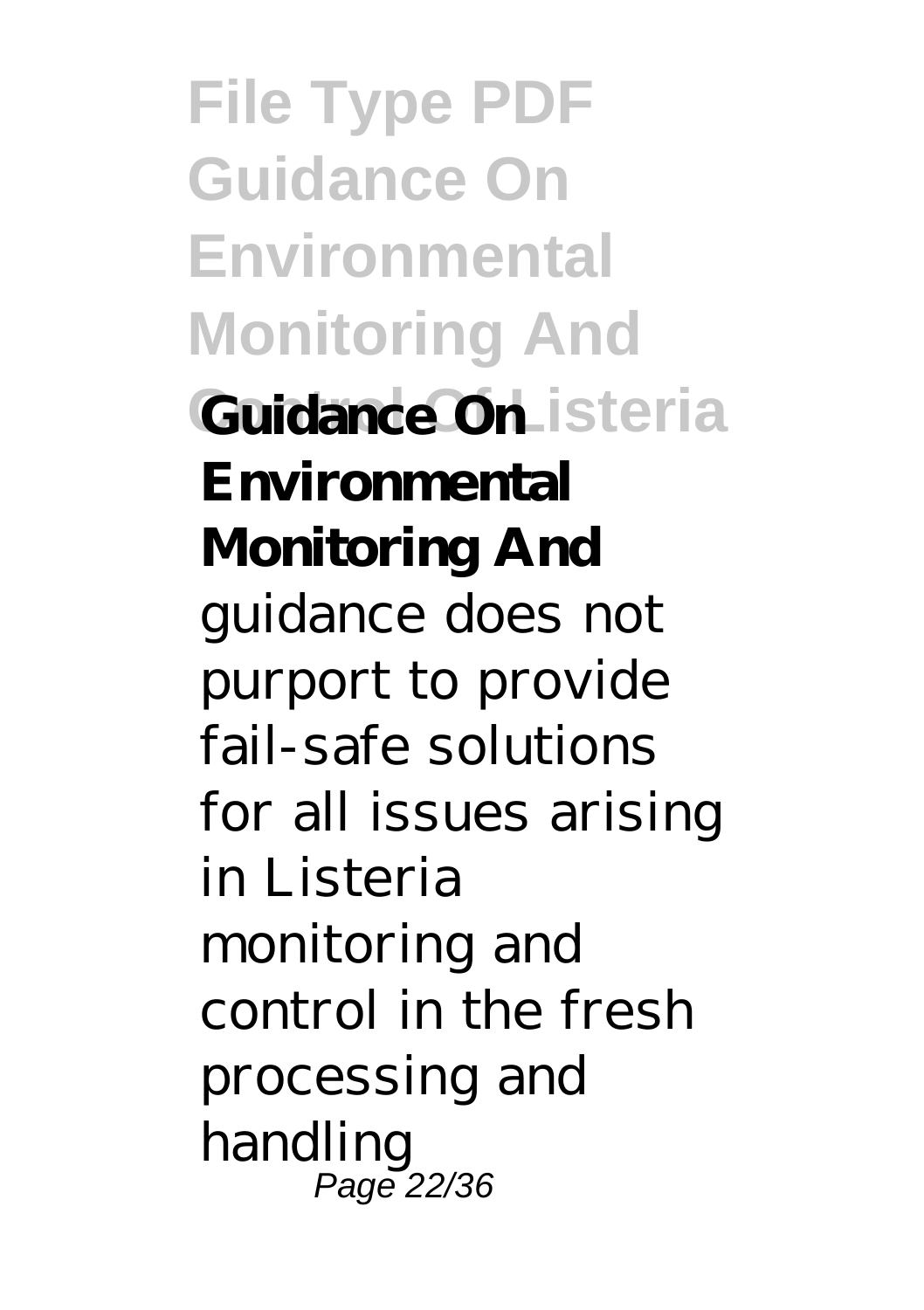**Guidance On Environmental Monitoring And**

guidance does not purport to provide fail-safe solutions for all issues arising in Listeria monitoring and control in the fresh processing and handling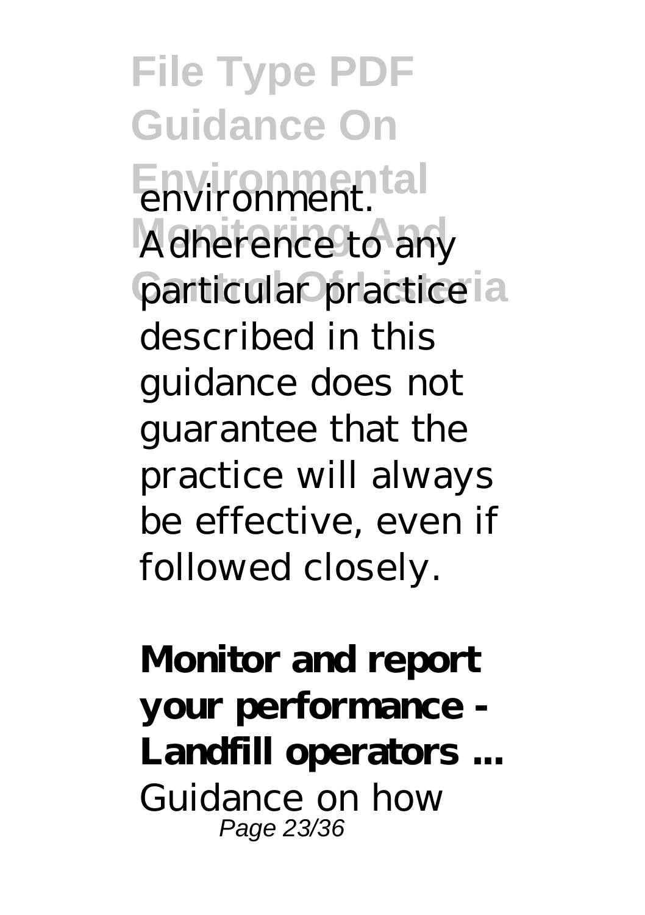environment. Adherence to any particular practice described in this guidance does not guarantee that the practice will always be effective, even if followed closely.

**Monitor and report your performance - Landfill operators ...**

Guidance on how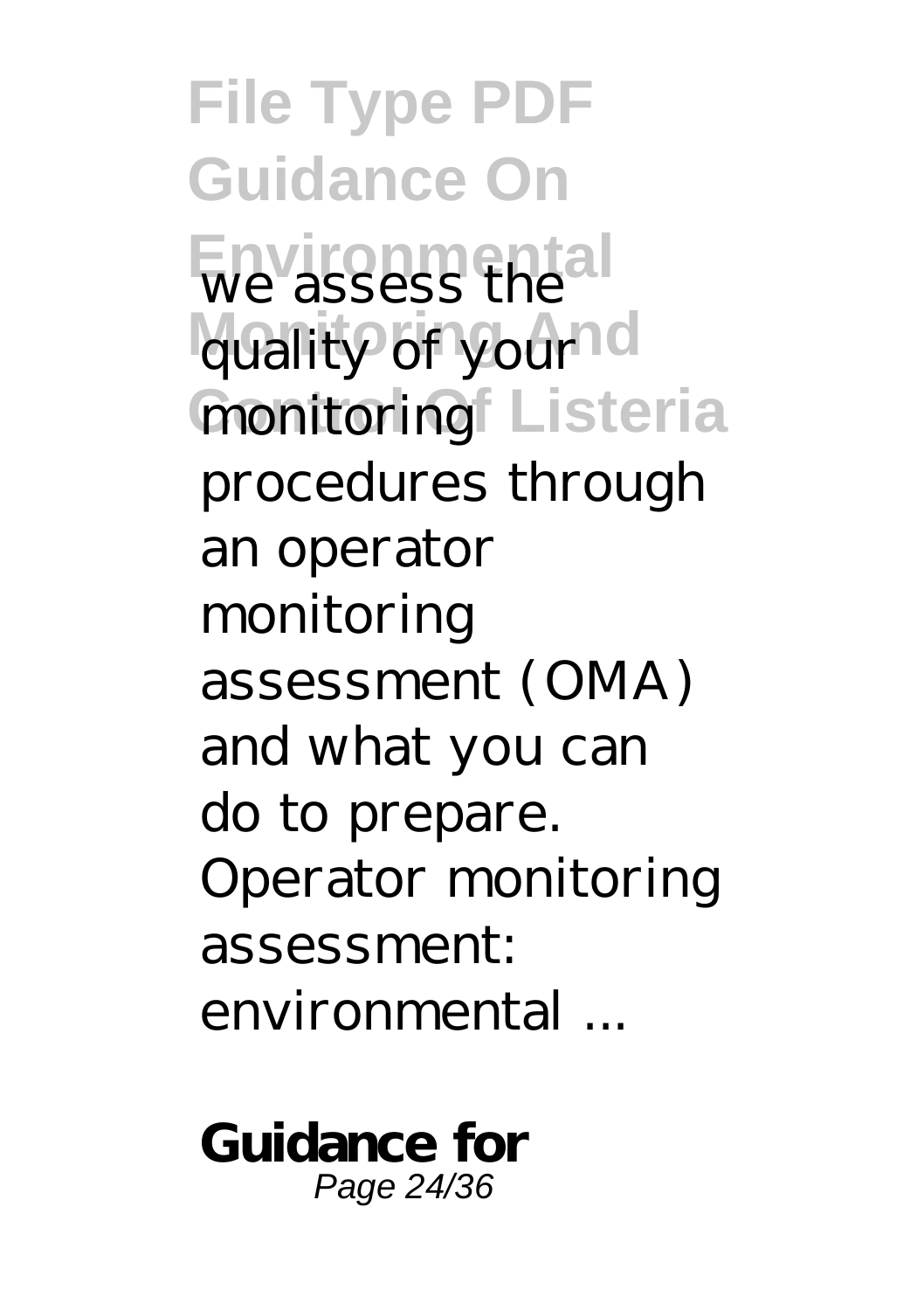we assess the quality of your monitoring procedures through an operator monitoring assessment (OMA) and what you can do to prepare. Operator monitoring assessment: environmental ...

**Guidance for**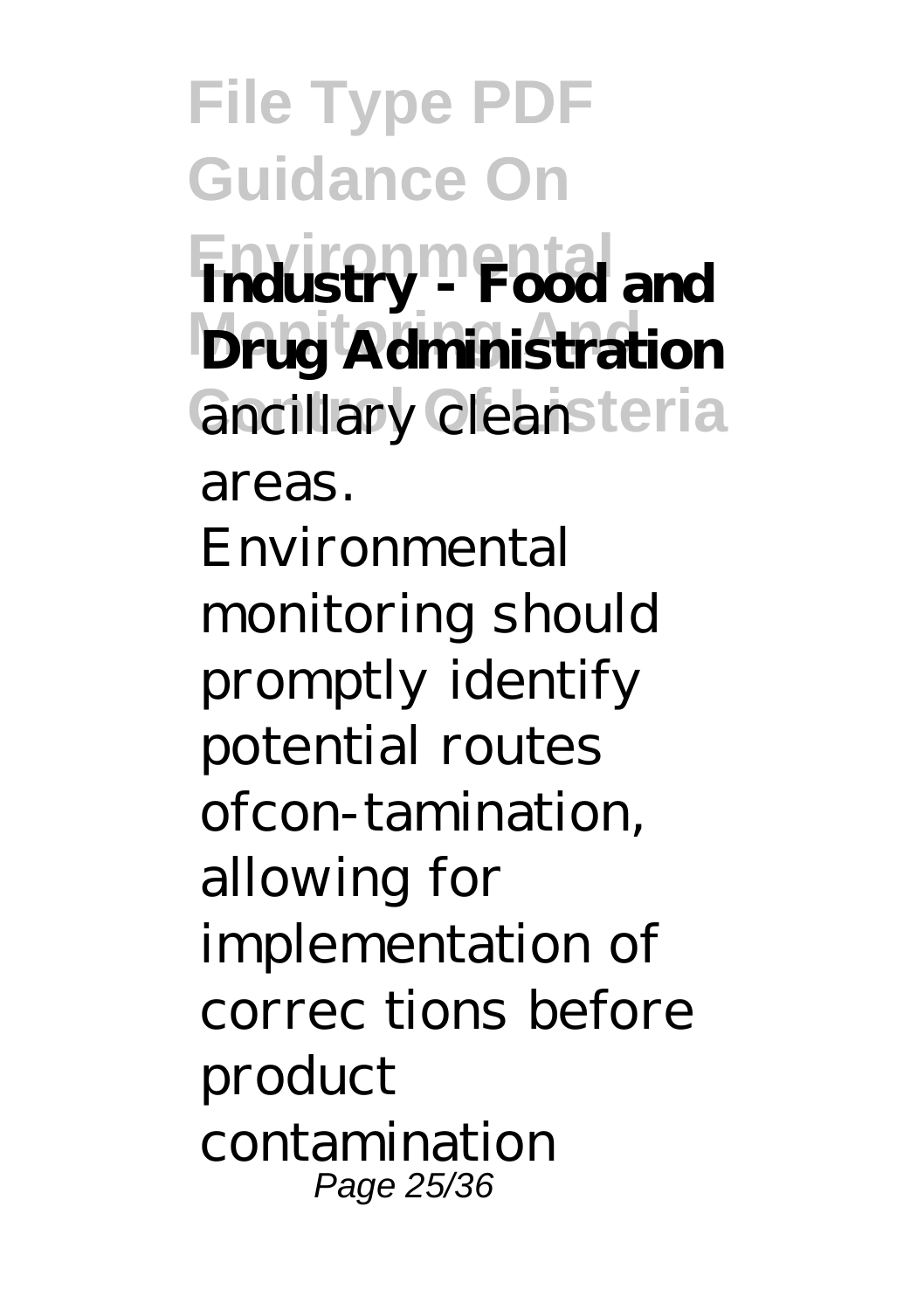**Industry - Food and Drug Administration**

ancillary clean areas. Environmental monitoring should promptly identify potential routes ofcon-tamination, allowing for implementation of correc tions before product contamination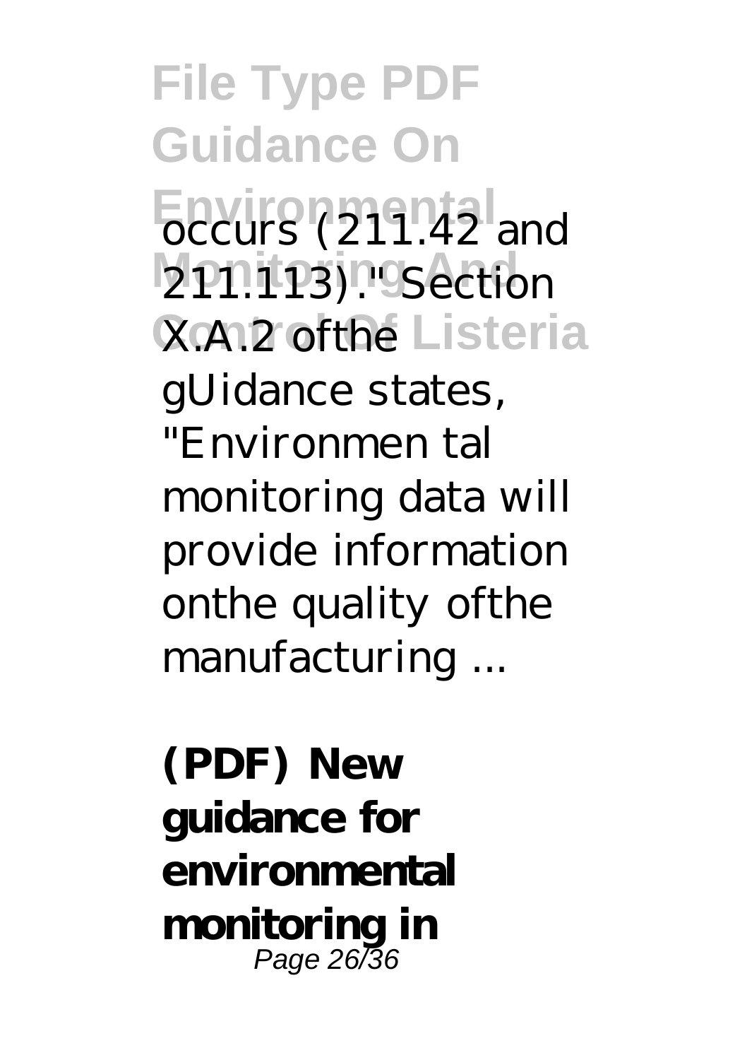occurs (211.42 and 211.113)." Section X.A.2 ofthe gUidance states, "Environmen tal monitoring data will provide information onthe quality ofthe manufacturing ...

**(PDF) New guidance for environmental monitoring in**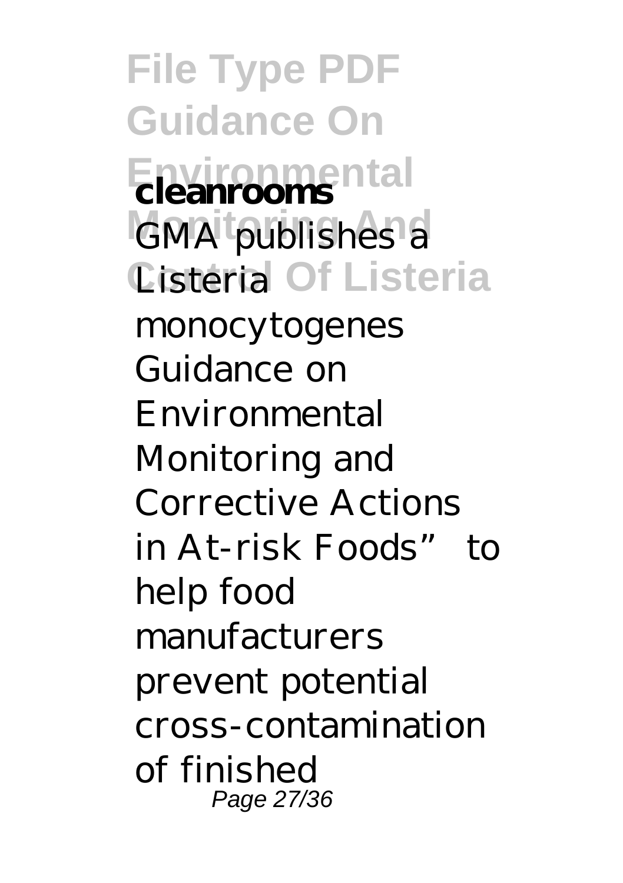**cleanrooms**

GMA publishes a Listeria monocytogenes Guidance on Environmental Monitoring and Corrective Actions in At-risk Foods" to help food manufacturers prevent potential cross-contamination of finished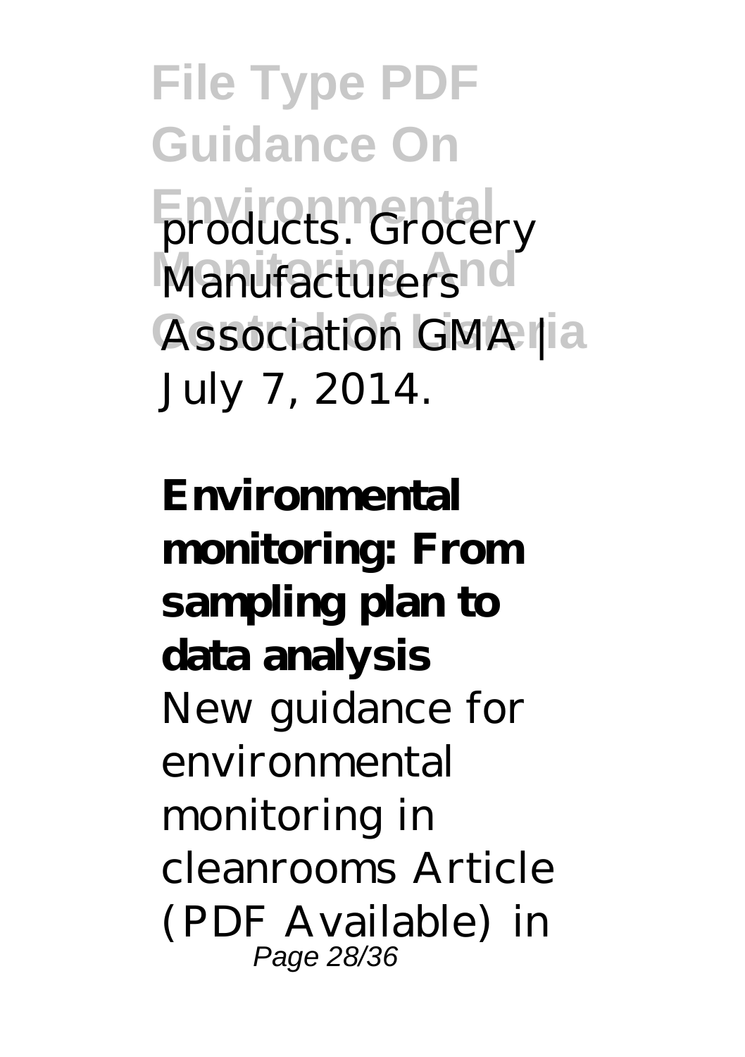products. Grocery Manufacturers Association GMA | July 7, 2014.

**Environmental monitoring: From sampling plan to data analysis**

New guidance for environmental monitoring in cleanrooms Article (PDF Available) in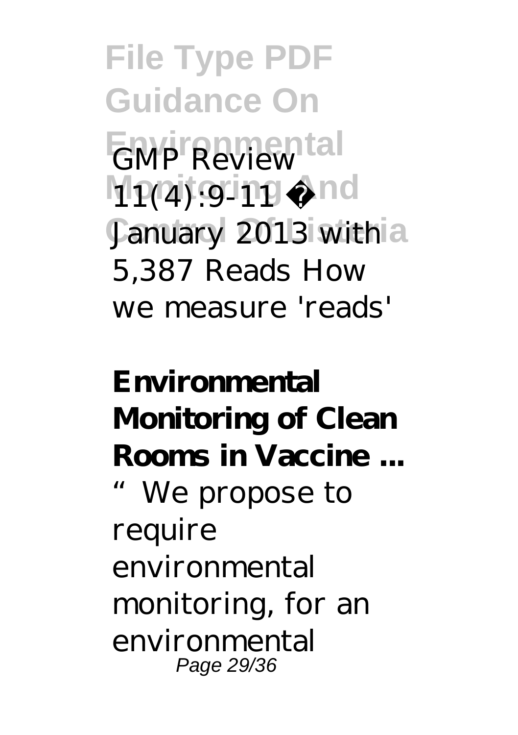GMP Review 11(4):9-11 · January 2013 with 5,387 Reads How we measure 'reads'

**Environmental Monitoring of Clean Rooms in Vaccine ...**

"We propose to require environmental monitoring, for an environmental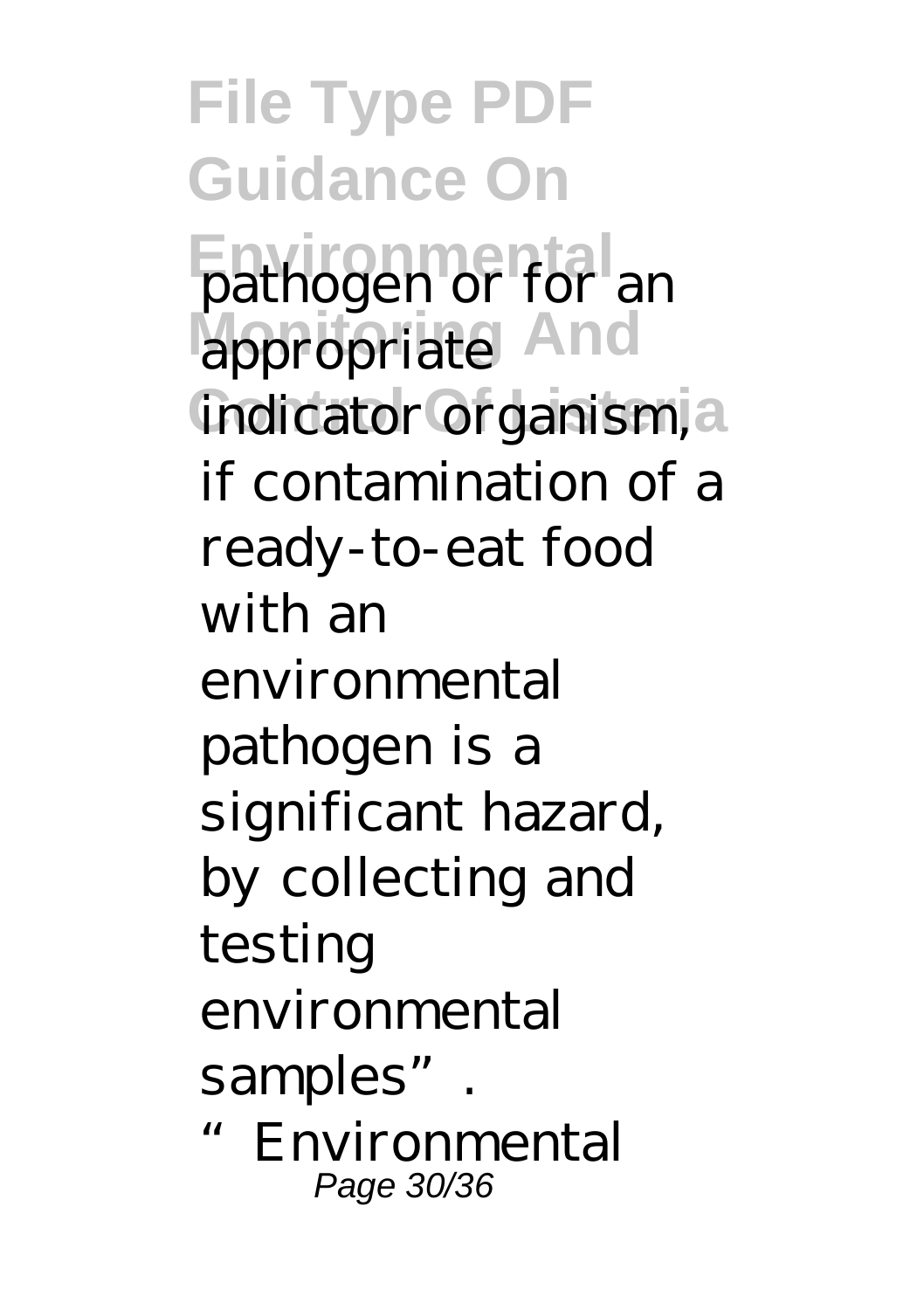pathogen or for an appropriate indicator organism, if contamination of a ready-to-eat food with an environmental pathogen is a significant hazard, by collecting and testing environmental samples".

"Environmental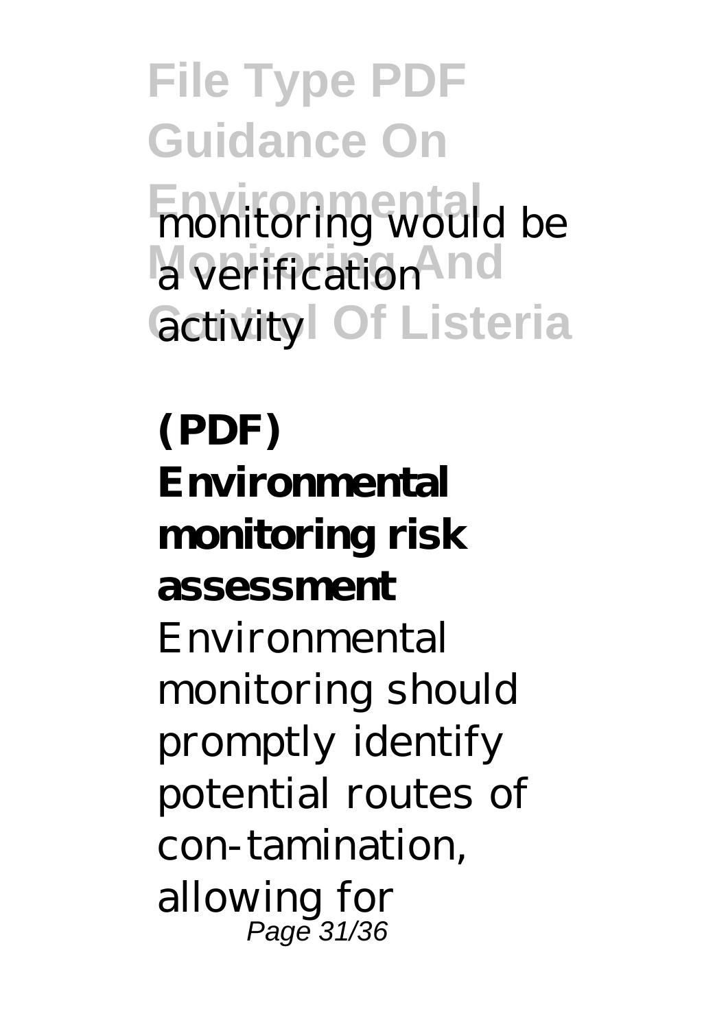monitoring would be a verification activity

**(PDF) Environmental monitoring risk assessment**

Environmental monitoring should promptly identify potential routes of con-tamination, allowing for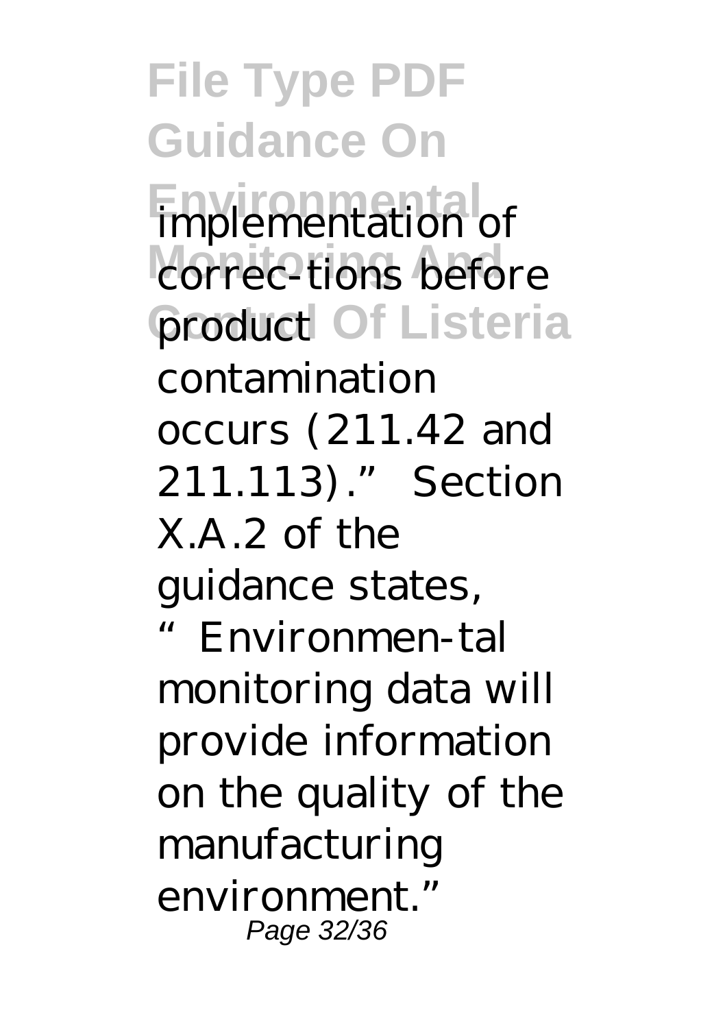implementation of correc-tions before product contamination occurs (211.42 and 211.113)." Section X.A.2 of the guidance states, "Environmen-tal monitoring data will provide information on the quality of the manufacturing environment."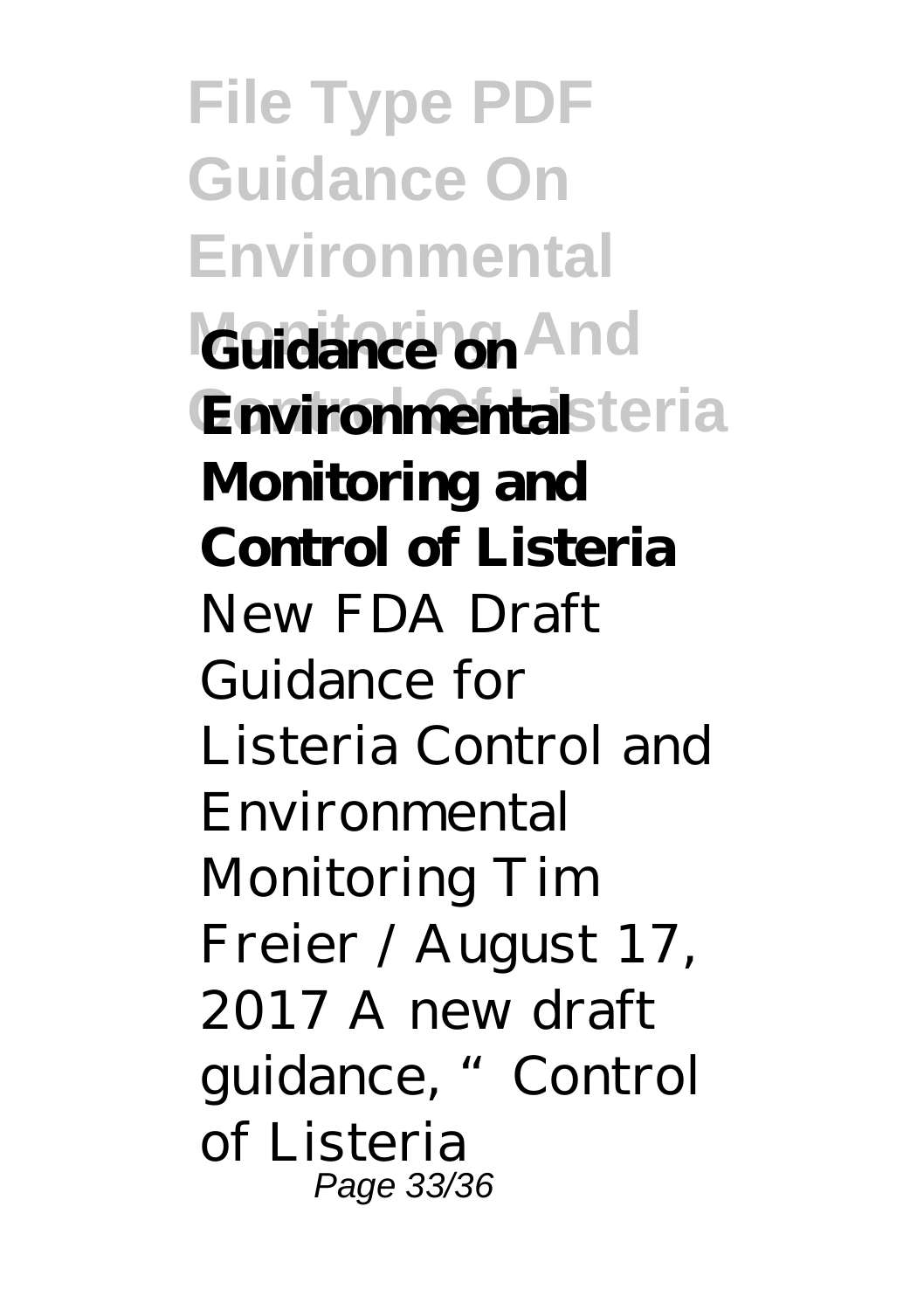**Guidance on Environmental Monitoring and Control of Listeria**

New FDA Draft Guidance for Listeria Control and Environmental Monitoring Tim Freier / August 17, 2017 A new draft guidance, "Control of Listeria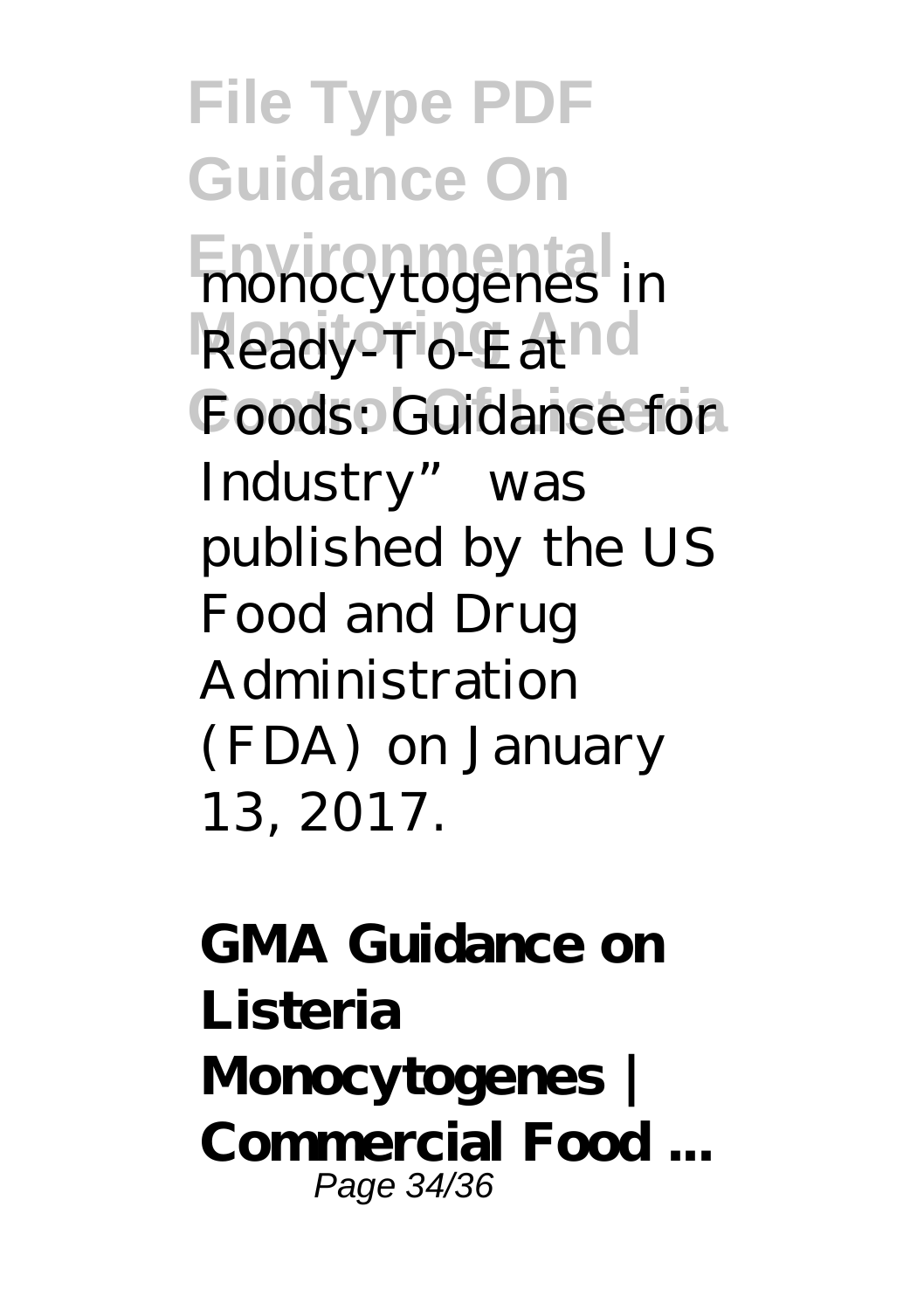monocytogenes in Ready-To-Eat Foods: Guidance for Industry" was published by the US Food and Drug Administration (FDA) on January 13, 2017.

**GMA Guidance on Listeria Monocytogenes | Commercial Food ...**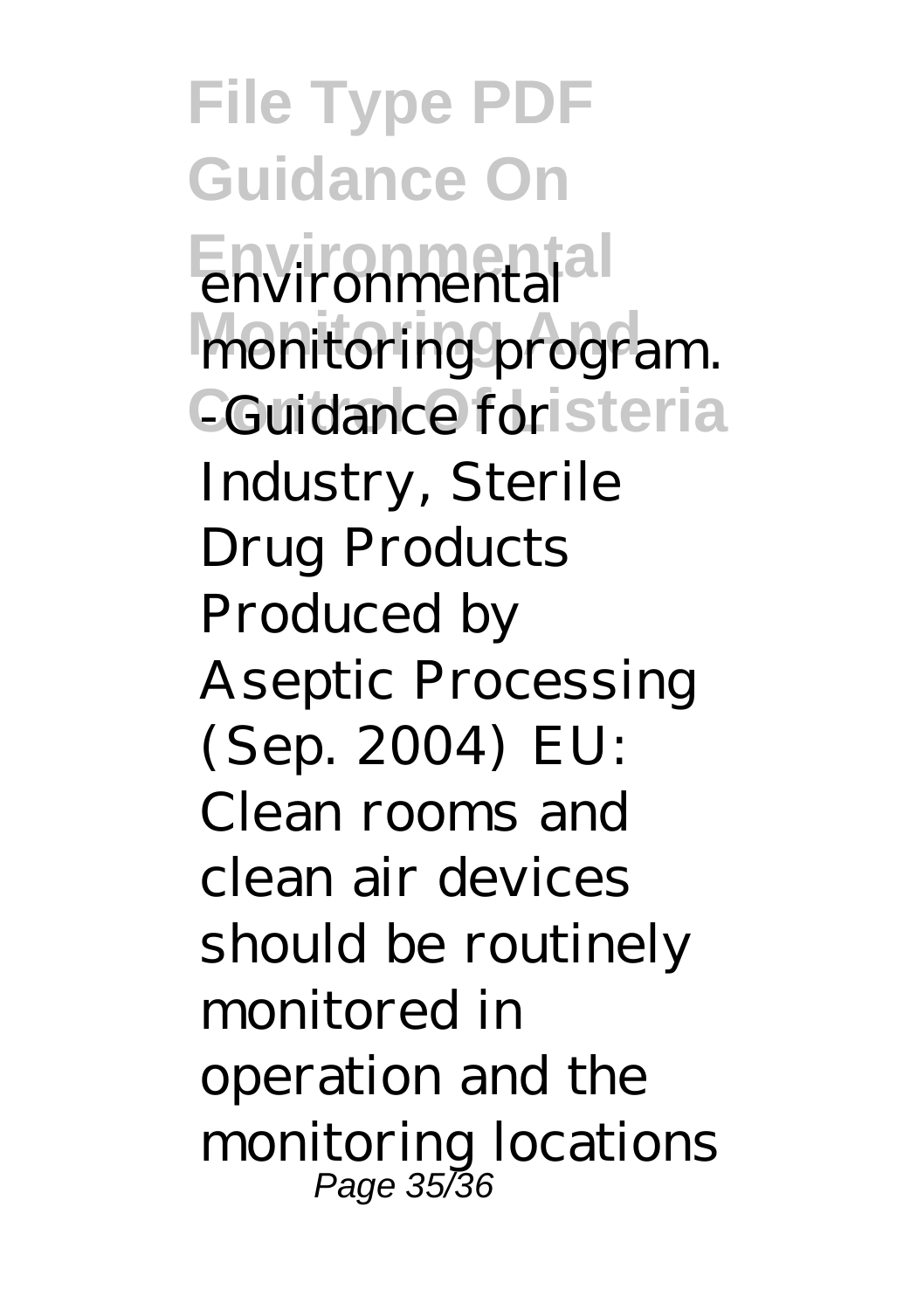environmental monitoring program. -Guidance for Industry, Sterile Drug Products Produced by Aseptic Processing (Sep. 2004) EU: Clean rooms and clean air devices should be routinely monitored in operation and the monitoring locations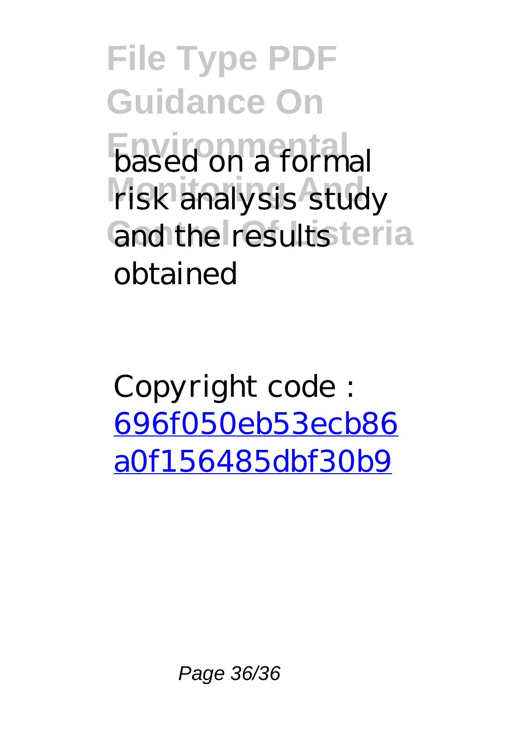based on a formal risk analysis study and the results obtained

Copyright code : [696f050eb53ecb86a0f156485dbf30b9](696f050eb53ecb86a0f156485dbf30b9)